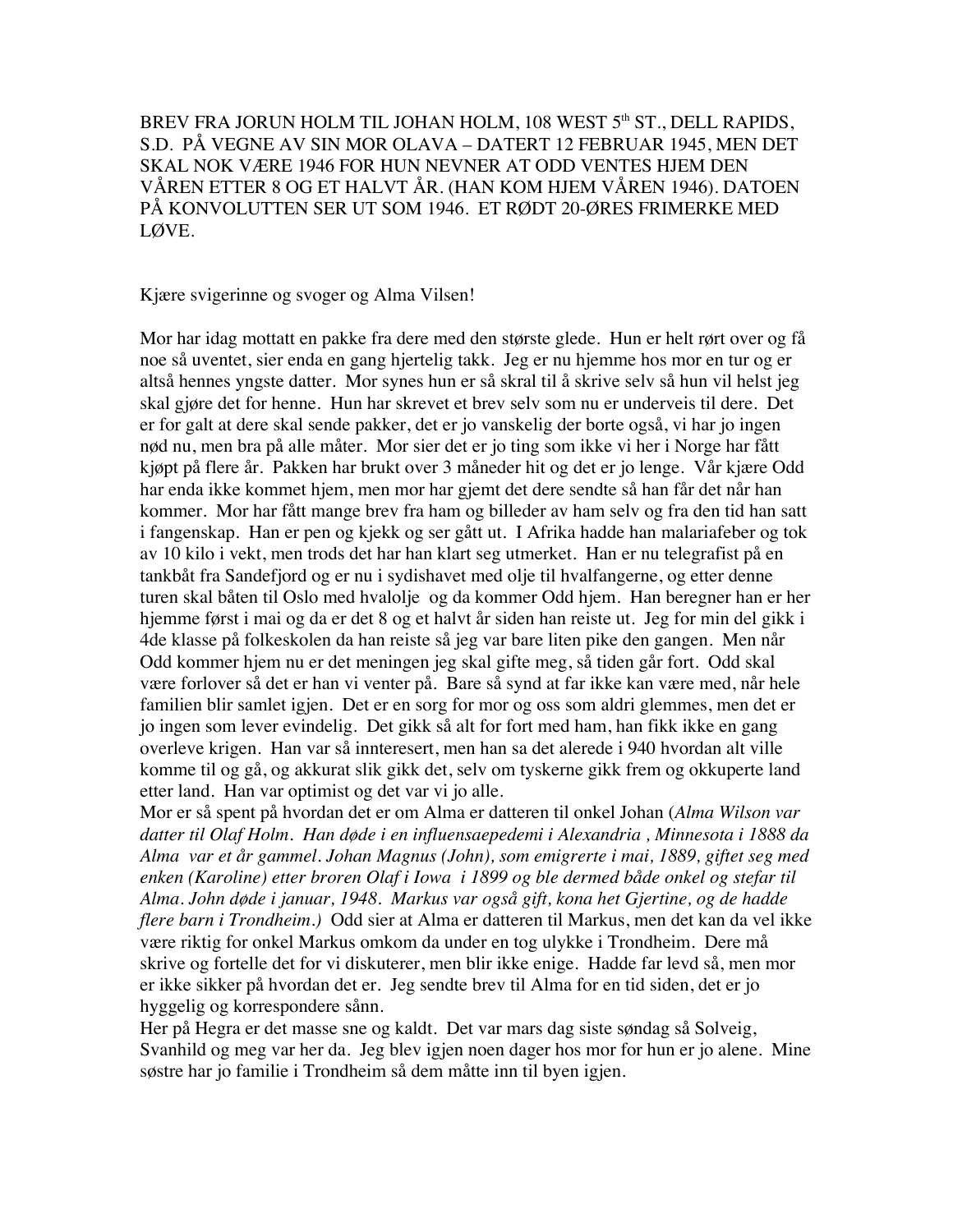BREV FRA JORUN HOLM TIL JOHAN HOLM, 108 WEST 5th ST., DELL RAPIDS, S.D. PÅ VEGNE AV SIN MOR OLAVA – DATERT 12 FEBRUAR 1945, MEN DET SKAL NOK VÆRE 1946 FOR HUN NEVNER AT ODD VENTES HJEM DEN VÅREN ETTER 8 OG ET HALVT ÅR. (HAN KOM HJEM VÅREN 1946). DATOEN PÅ KONVOLUTTEN SER UT SOM 1946. ET RØDT 20-ØRES FRIMERKE MED LØVE.

Kjære svigerinne og svoger og Alma Vilsen!

Mor har idag mottatt en pakke fra dere med den største glede. Hun er helt rørt over og få noe så uventet, sier enda en gang hjertelig takk. Jeg er nu hjemme hos mor en tur og er altså hennes yngste datter. Mor synes hun er så skral til å skrive selv så hun vil helst jeg skal gjøre det for henne. Hun har skrevet et brev selv som nu er underveis til dere. Det er for galt at dere skal sende pakker, det er jo vanskelig der borte også, vi har jo ingen nød nu, men bra på alle måter. Mor sier det er jo ting som ikke vi her i Norge har fått kjøpt på flere år. Pakken har brukt over 3 måneder hit og det er jo lenge. Vår kjære Odd har enda ikke kommet hjem, men mor har gjemt det dere sendte så han får det når han kommer. Mor har fått mange brev fra ham og billeder av ham selv og fra den tid han satt i fangenskap. Han er pen og kjekk og ser gått ut. I Afrika hadde han malariafeber og tok av 10 kilo i vekt, men trods det har han klart seg utmerket. Han er nu telegrafist på en tankbåt fra Sandefjord og er nu i sydishavet med olje til hvalfangerne, og etter denne turen skal båten til Oslo med hvalolje og da kommer Odd hjem. Han beregner han er her hjemme først i mai og da er det 8 og et halvt år siden han reiste ut. Jeg for min del gikk i 4de klasse på folkeskolen da han reiste så jeg var bare liten pike den gangen. Men når Odd kommer hjem nu er det meningen jeg skal gifte meg, så tiden går fort. Odd skal være forlover så det er han vi venter på. Bare så synd at far ikke kan være med, når hele familien blir samlet igjen. Det er en sorg for mor og oss som aldri glemmes, men det er jo ingen som lever evindelig. Det gikk så alt for fort med ham, han fikk ikke en gang overleve krigen. Han var så innteresert, men han sa det alerede i 940 hvordan alt ville komme til og gå, og akkurat slik gikk det, selv om tyskerne gikk frem og okkuperte land etter land. Han var optimist og det var vi jo alle.

Mor er så spent på hvordan det er om Alma er datteren til onkel Johan (*Alma Wilson var datter til Olaf Holm. Han døde i en influensaepedemi i Alexandria , Minnesota i 1888 da Alma var et år gammel. Johan Magnus (John), som emigrerte i mai, 1889, giftet seg med enken (Karoline) etter broren Olaf i Iowa i 1899 og ble dermed både onkel og stefar til Alma. John døde i januar, 1948. Markus var også gift, kona het Gjertine, og de hadde flere barn i Trondheim.)* Odd sier at Alma er datteren til Markus, men det kan da vel ikke være riktig for onkel Markus omkom da under en tog ulykke i Trondheim. Dere må skrive og fortelle det for vi diskuterer, men blir ikke enige. Hadde far levd så, men mor er ikke sikker på hvordan det er. Jeg sendte brev til Alma for en tid siden, det er jo hyggelig og korrespondere sånn.

Her på Hegra er det masse sne og kaldt. Det var mars dag siste søndag så Solveig, Svanhild og meg var her da. Jeg blev igjen noen dager hos mor for hun er jo alene. Mine søstre har jo familie i Trondheim så dem måtte inn til byen igjen.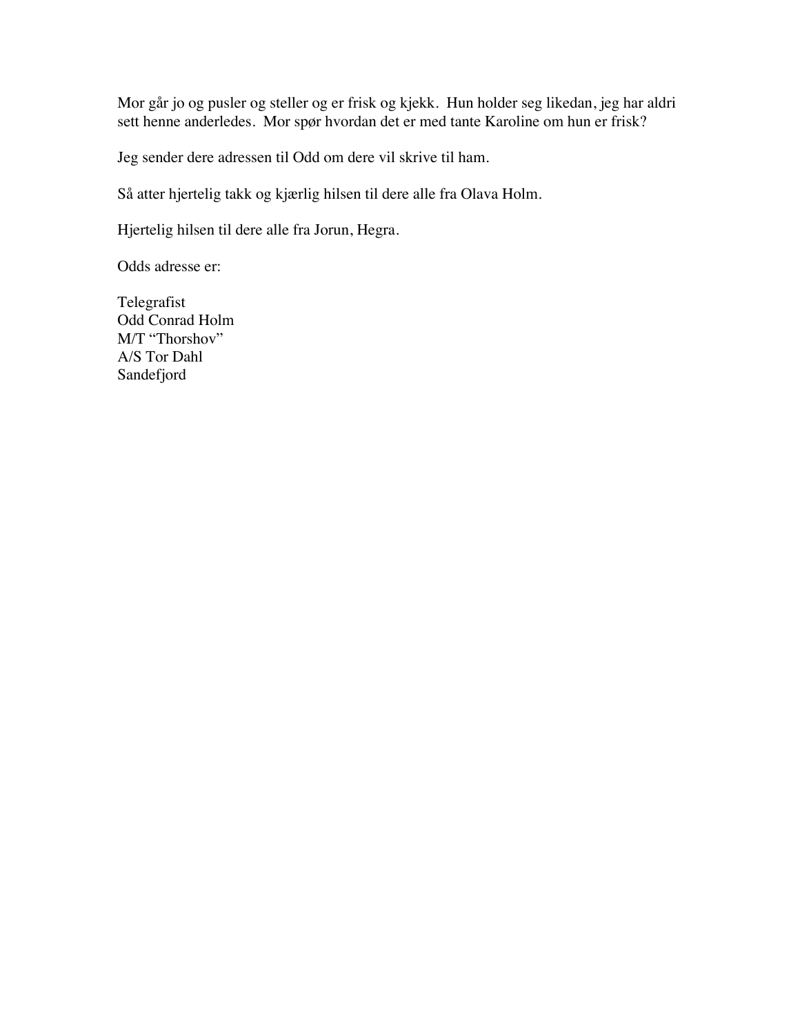Mor går jo og pusler og steller og er frisk og kjekk.  Hun holder seg likedan, jeg har aldri sett henne anderledes.  Mor spør hvordan det er med tante Karoline om hun er frisk?

Jeg sender dere adressen til Odd om dere vil skrive til ham.

Så atter hjertelig takk og kjærlig hilsen til dere alle fra Olava Holm.

Hjertelig hilsen til dere alle fra Jorun, Hegra.

Odds adresse er:

Telegrafist  
Odd Conrad Holm  
M/T "Thorshov"  
A/S Tor Dahl  
Sandefjord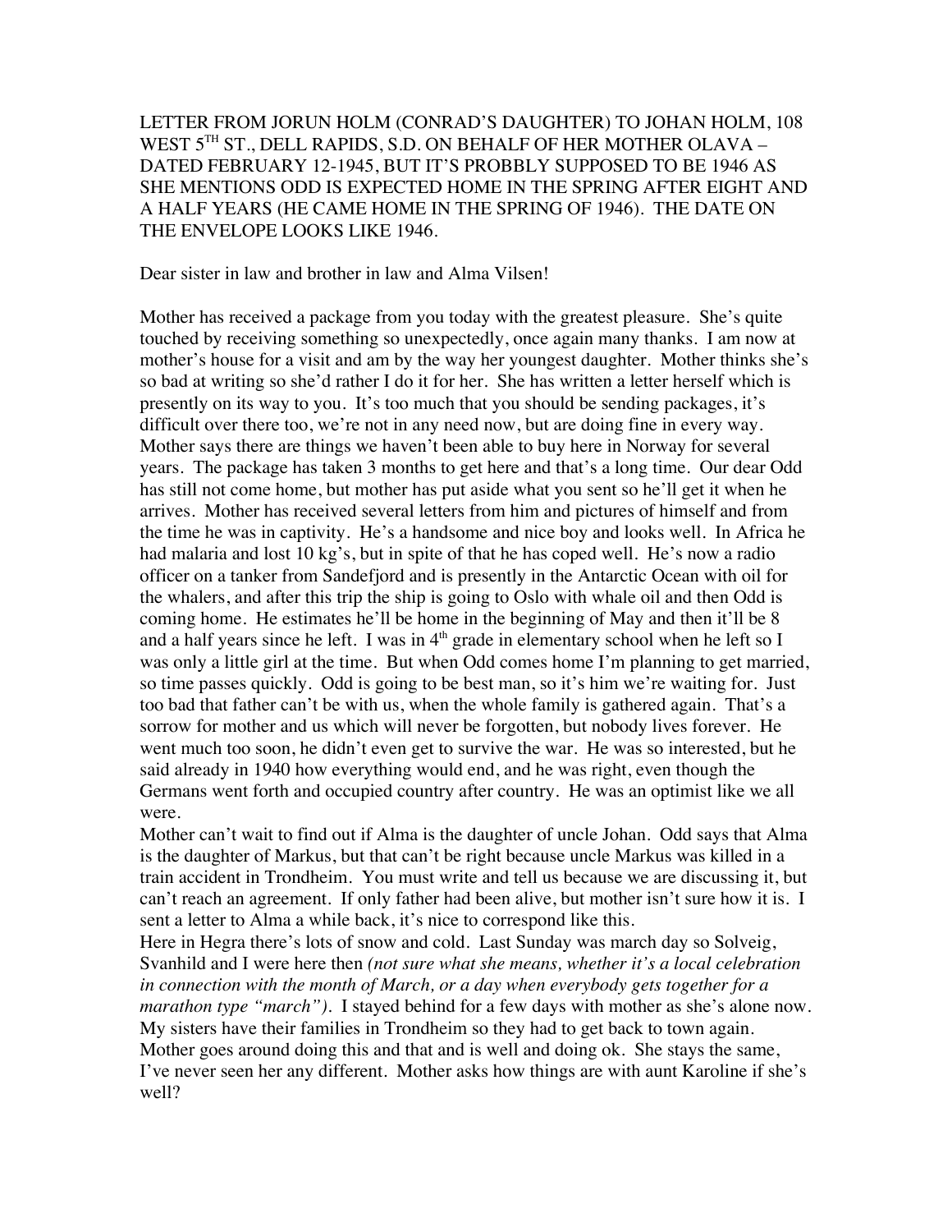LETTER FROM JORUN HOLM (CONRAD'S DAUGHTER) TO JOHAN HOLM, 108 WEST 5TH ST., DELL RAPIDS, S.D. ON BEHALF OF HER MOTHER OLAVA – DATED FEBRUARY 12-1945, BUT IT'S PROBBLY SUPPOSED TO BE 1946 AS SHE MENTIONS ODD IS EXPECTED HOME IN THE SPRING AFTER EIGHT AND A HALF YEARS (HE CAME HOME IN THE SPRING OF 1946). THE DATE ON THE ENVELOPE LOOKS LIKE 1946.

Dear sister in law and brother in law and Alma Vilsen!

Mother has received a package from you today with the greatest pleasure. She's quite touched by receiving something so unexpectedly, once again many thanks. I am now at mother's house for a visit and am by the way her youngest daughter. Mother thinks she's so bad at writing so she'd rather I do it for her. She has written a letter herself which is presently on its way to you. It's too much that you should be sending packages, it's difficult over there too, we're not in any need now, but are doing fine in every way. Mother says there are things we haven't been able to buy here in Norway for several years. The package has taken 3 months to get here and that's a long time. Our dear Odd has still not come home, but mother has put aside what you sent so he'll get it when he arrives. Mother has received several letters from him and pictures of himself and from the time he was in captivity. He's a handsome and nice boy and looks well. In Africa he had malaria and lost 10 kg's, but in spite of that he has coped well. He's now a radio officer on a tanker from Sandefjord and is presently in the Antarctic Ocean with oil for the whalers, and after this trip the ship is going to Oslo with whale oil and then Odd is coming home. He estimates he'll be home in the beginning of May and then it'll be 8 and a half years since he left. I was in 4th grade in elementary school when he left so I was only a little girl at the time. But when Odd comes home I'm planning to get married, so time passes quickly. Odd is going to be best man, so it's him we're waiting for. Just too bad that father can't be with us, when the whole family is gathered again. That's a sorrow for mother and us which will never be forgotten, but nobody lives forever. He went much too soon, he didn't even get to survive the war. He was so interested, but he said already in 1940 how everything would end, and he was right, even though the Germans went forth and occupied country after country. He was an optimist like we all were.

Mother can't wait to find out if Alma is the daughter of uncle Johan. Odd says that Alma is the daughter of Markus, but that can't be right because uncle Markus was killed in a train accident in Trondheim. You must write and tell us because we are discussing it, but can't reach an agreement. If only father had been alive, but mother isn't sure how it is. I sent a letter to Alma a while back, it's nice to correspond like this.

Here in Hegra there's lots of snow and cold. Last Sunday was march day so Solveig, Svanhild and I were here then *(not sure what she means, whether it's a local celebration in connection with the month of March, or a day when everybody gets together for a marathon type "march")*. I stayed behind for a few days with mother as she's alone now. My sisters have their families in Trondheim so they had to get back to town again. Mother goes around doing this and that and is well and doing ok. She stays the same, I've never seen her any different. Mother asks how things are with aunt Karoline if she's well?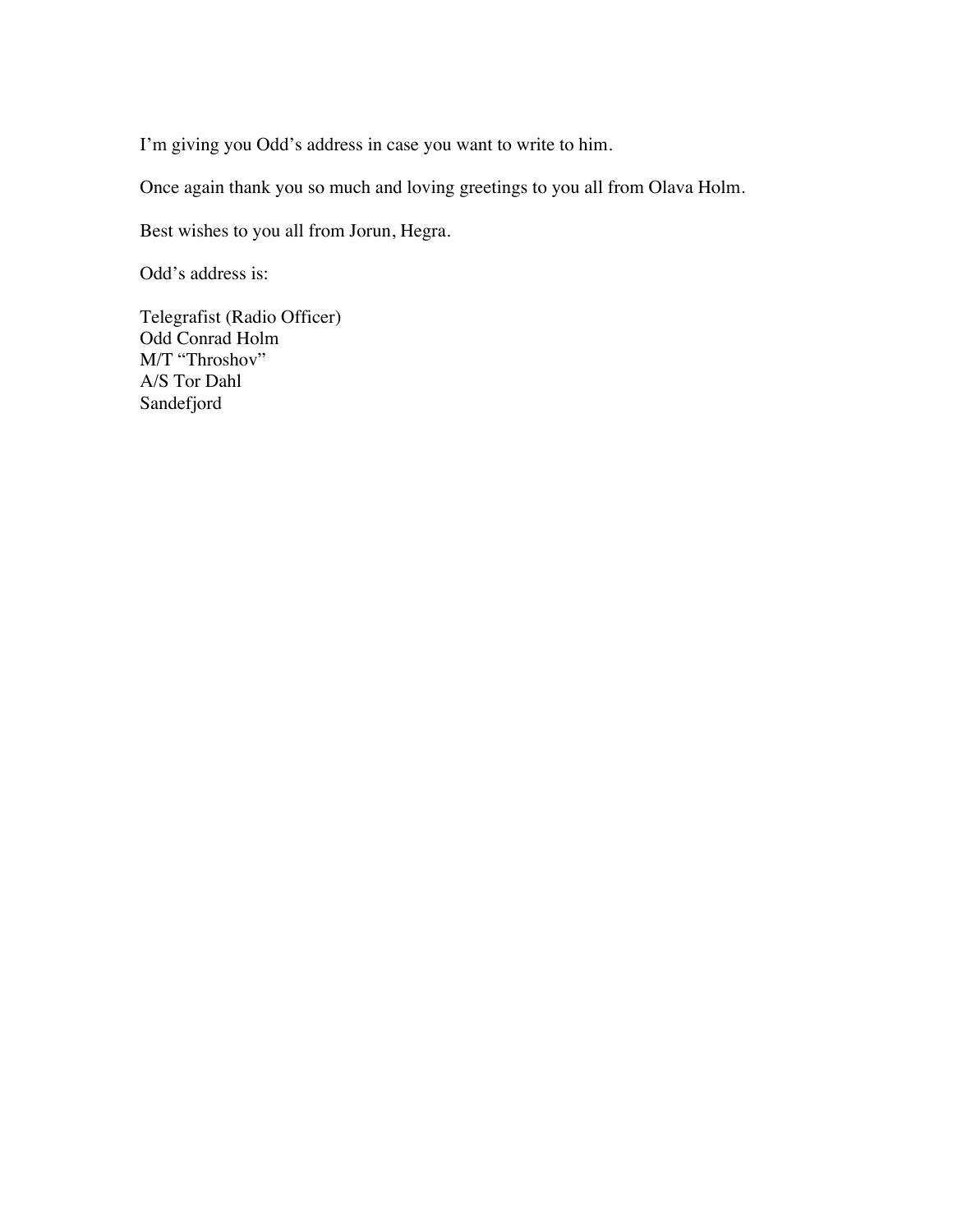I'm giving you Odd's address in case you want to write to him.

Once again thank you so much and loving greetings to you all from Olava Holm.

Best wishes to you all from Jorun, Hegra.

Odd's address is:

Telegrafist (Radio Officer)  
Odd Conrad Holm  
M/T "Throshov"  
A/S Tor Dahl  
Sandefjord